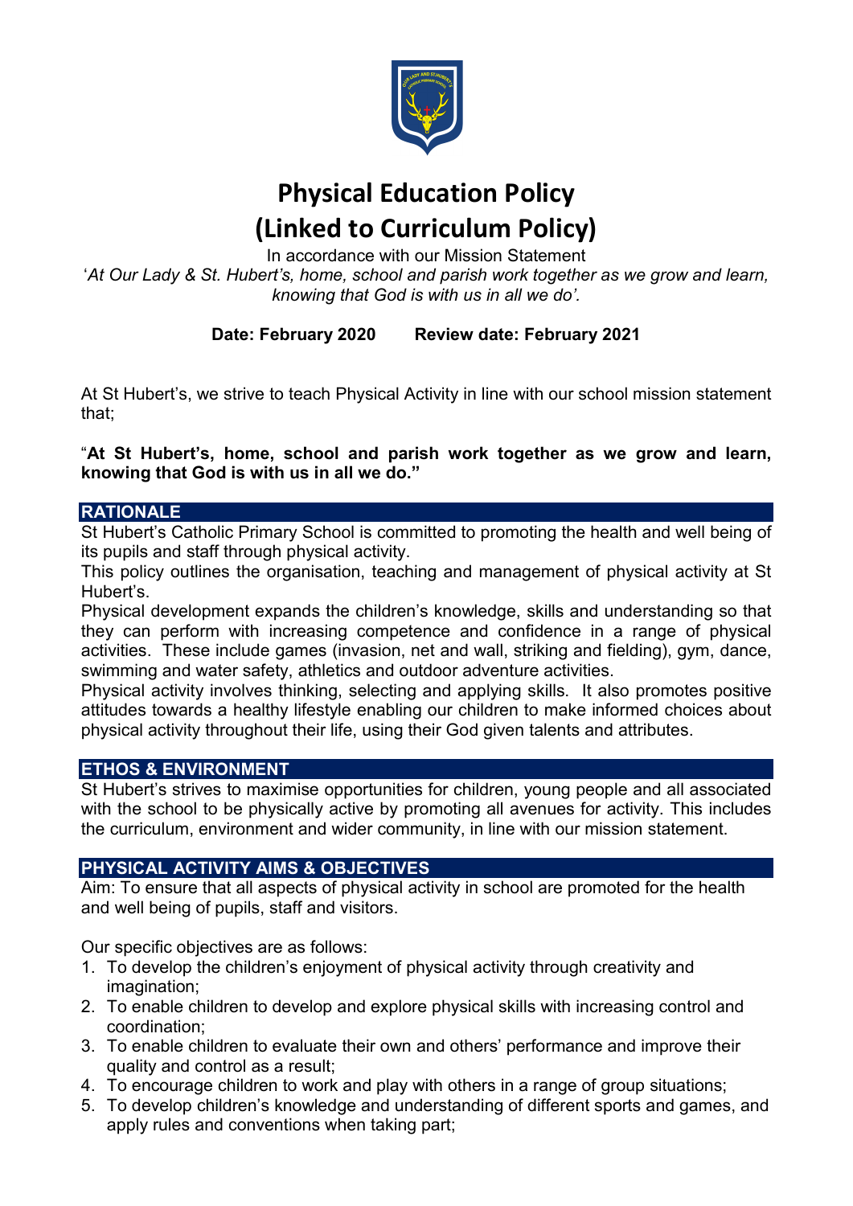# Physical Education Policy
# (Linked to Curriculum Policy)

In accordance with our Mission Statement

'*At Our Lady & St. Hubert's, home, school and parish work together as we grow and learn, knowing that God is with us in all we do'.*

**Date: February 2020     Review date: February 2021**

At St Hubert's, we strive to teach Physical Activity in line with our school mission statement that;

"**At St Hubert's, home, school and parish work together as we grow and learn, knowing that God is with us in all we do."**

## RATIONALE

St Hubert's Catholic Primary School is committed to promoting the health and well being of its pupils and staff through physical activity.

This policy outlines the organisation, teaching and management of physical activity at St Hubert's.

Physical development expands the children's knowledge, skills and understanding so that they can perform with increasing competence and confidence in a range of physical activities. These include games (invasion, net and wall, striking and fielding), gym, dance, swimming and water safety, athletics and outdoor adventure activities.

Physical activity involves thinking, selecting and applying skills. It also promotes positive attitudes towards a healthy lifestyle enabling our children to make informed choices about physical activity throughout their life, using their God given talents and attributes.

## ETHOS & ENVIRONMENT

St Hubert's strives to maximise opportunities for children, young people and all associated with the school to be physically active by promoting all avenues for activity. This includes the curriculum, environment and wider community, in line with our mission statement.

## PHYSICAL ACTIVITY AIMS & OBJECTIVES

Aim: To ensure that all aspects of physical activity in school are promoted for the health and well being of pupils, staff and visitors.

Our specific objectives are as follows:

1. To develop the children's enjoyment of physical activity through creativity and imagination;
2. To enable children to develop and explore physical skills with increasing control and coordination;
3. To enable children to evaluate their own and others' performance and improve their quality and control as a result;
4. To encourage children to work and play with others in a range of group situations;
5. To develop children's knowledge and understanding of different sports and games, and apply rules and conventions when taking part;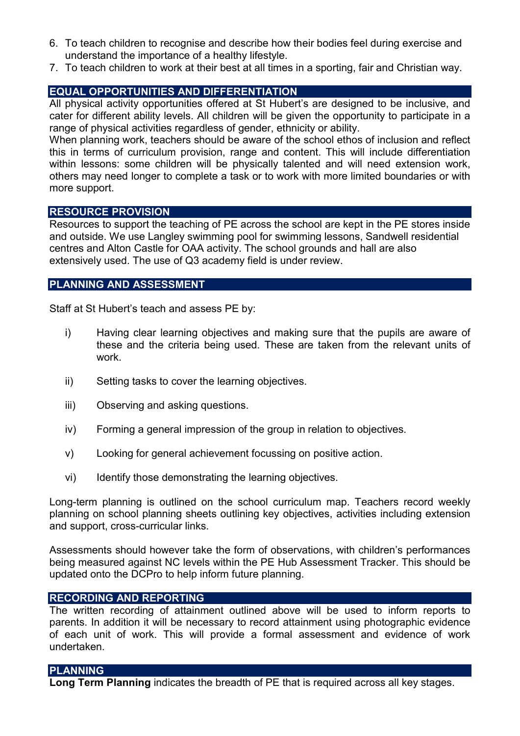6. To teach children to recognise and describe how their bodies feel during exercise and understand the importance of a healthy lifestyle.
7. To teach children to work at their best at all times in a sporting, fair and Christian way.

## EQUAL OPPORTUNITIES AND DIFFERENTIATION

All physical activity opportunities offered at St Hubert's are designed to be inclusive, and cater for different ability levels. All children will be given the opportunity to participate in a range of physical activities regardless of gender, ethnicity or ability.

When planning work, teachers should be aware of the school ethos of inclusion and reflect this in terms of curriculum provision, range and content. This will include differentiation within lessons: some children will be physically talented and will need extension work, others may need longer to complete a task or to work with more limited boundaries or with more support.

## RESOURCE PROVISION

Resources to support the teaching of PE across the school are kept in the PE stores inside and outside. We use Langley swimming pool for swimming lessons, Sandwell residential centres and Alton Castle for OAA activity. The school grounds and hall are also extensively used. The use of Q3 academy field is under review.

## PLANNING AND ASSESSMENT

Staff at St Hubert's teach and assess PE by:

i) Having clear learning objectives and making sure that the pupils are aware of these and the criteria being used. These are taken from the relevant units of work.

ii) Setting tasks to cover the learning objectives.

iii) Observing and asking questions.

iv) Forming a general impression of the group in relation to objectives.

v) Looking for general achievement focussing on positive action.

vi) Identify those demonstrating the learning objectives.

Long-term planning is outlined on the school curriculum map. Teachers record weekly planning on school planning sheets outlining key objectives, activities including extension and support, cross-curricular links.

Assessments should however take the form of observations, with children's performances being measured against NC levels within the PE Hub Assessment Tracker. This should be updated onto the DCPro to help inform future planning.

## RECORDING AND REPORTING

The written recording of attainment outlined above will be used to inform reports to parents. In addition it will be necessary to record attainment using photographic evidence of each unit of work. This will provide a formal assessment and evidence of work undertaken.

## PLANNING

**Long Term Planning** indicates the breadth of PE that is required across all key stages.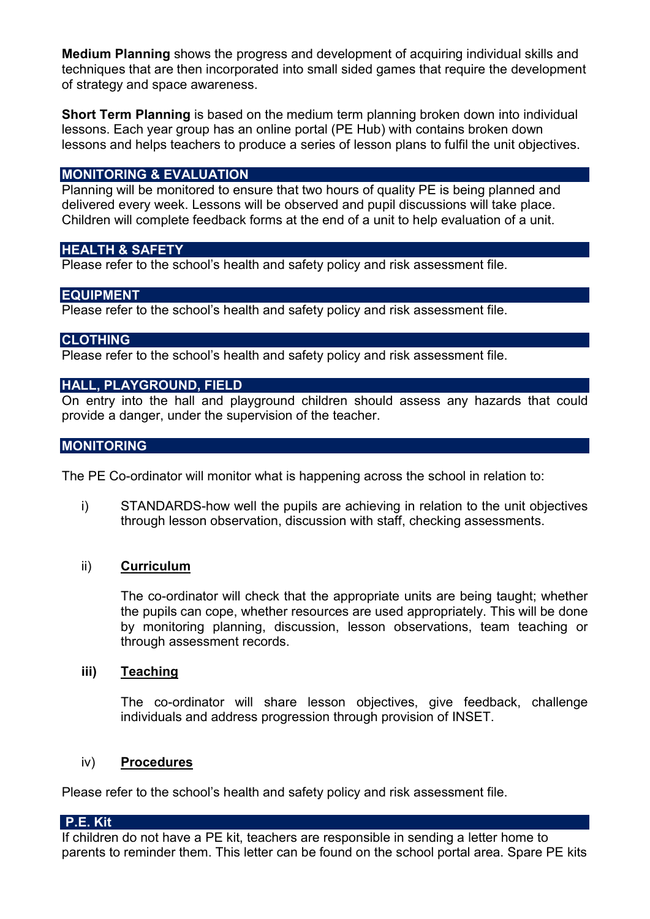**Medium Planning** shows the progress and development of acquiring individual skills and techniques that are then incorporated into small sided games that require the development of strategy and space awareness.

**Short Term Planning** is based on the medium term planning broken down into individual lessons. Each year group has an online portal (PE Hub) with contains broken down lessons and helps teachers to produce a series of lesson plans to fulfil the unit objectives.

## MONITORING & EVALUATION

Planning will be monitored to ensure that two hours of quality PE is being planned and delivered every week. Lessons will be observed and pupil discussions will take place. Children will complete feedback forms at the end of a unit to help evaluation of a unit.

## HEALTH & SAFETY

Please refer to the school's health and safety policy and risk assessment file.

## EQUIPMENT

Please refer to the school's health and safety policy and risk assessment file.

## CLOTHING

Please refer to the school's health and safety policy and risk assessment file.

## HALL, PLAYGROUND, FIELD

On entry into the hall and playground children should assess any hazards that could provide a danger, under the supervision of the teacher.

## MONITORING

The PE Co-ordinator will monitor what is happening across the school in relation to:

i) STANDARDS-how well the pupils are achieving in relation to the unit objectives through lesson observation, discussion with staff, checking assessments.

ii) **Curriculum**

The co-ordinator will check that the appropriate units are being taught; whether the pupils can cope, whether resources are used appropriately. This will be done by monitoring planning, discussion, lesson observations, team teaching or through assessment records.

**iii)** **Teaching**

The co-ordinator will share lesson objectives, give feedback, challenge individuals and address progression through provision of INSET.

iv) **Procedures**

Please refer to the school's health and safety policy and risk assessment file.

## P.E. Kit

If children do not have a PE kit, teachers are responsible in sending a letter home to parents to reminder them. This letter can be found on the school portal area. Spare PE kits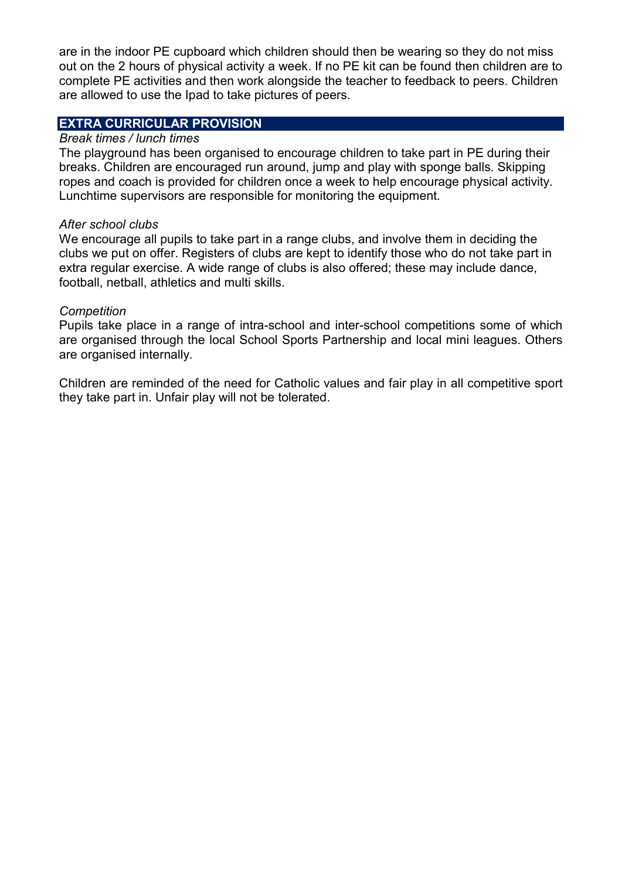are in the indoor PE cupboard which children should then be wearing so they do not miss out on the 2 hours of physical activity a week. If no PE kit can be found then children are to complete PE activities and then work alongside the teacher to feedback to peers. Children are allowed to use the Ipad to take pictures of peers.

## EXTRA CURRICULAR PROVISION

*Break times / lunch times*

The playground has been organised to encourage children to take part in PE during their breaks. Children are encouraged run around, jump and play with sponge balls. Skipping ropes and coach is provided for children once a week to help encourage physical activity. Lunchtime supervisors are responsible for monitoring the equipment.

*After school clubs*

We encourage all pupils to take part in a range clubs, and involve them in deciding the clubs we put on offer. Registers of clubs are kept to identify those who do not take part in extra regular exercise. A wide range of clubs is also offered; these may include dance, football, netball, athletics and multi skills.

*Competition*

Pupils take place in a range of intra-school and inter-school competitions some of which are organised through the local School Sports Partnership and local mini leagues. Others are organised internally.

Children are reminded of the need for Catholic values and fair play in all competitive sport they take part in. Unfair play will not be tolerated.